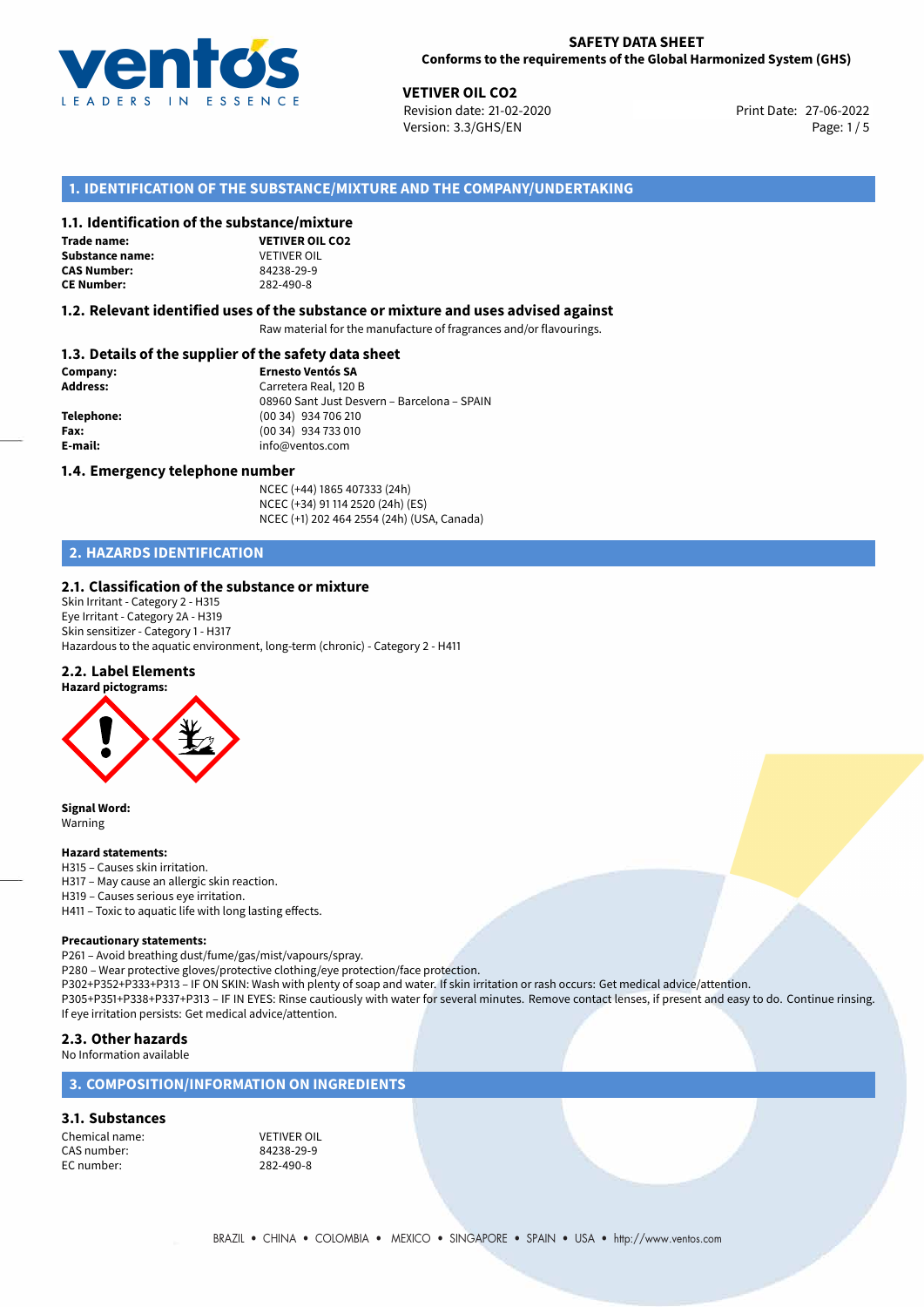**SAFETY DATA SHEET**
**Conforms to the requirements of the Global Harmonized System (GHS)**

**VETIVER OIL CO2**
Revision date: 21-02-2020
Version: 3.3/GHS/EN
Print Date: 27-06-2022

## 1. IDENTIFICATION OF THE SUBSTANCE/MIXTURE AND THE COMPANY/UNDERTAKING

### 1.1. Identification of the substance/mixture

| | |
|---|---|
| **Trade name:** | **VETIVER OIL CO2** |
| **Substance name:** | VETIVER OIL |
| **CAS Number:** | 84238-29-9 |
| **CE Number:** | 282-490-8 |

### 1.2. Relevant identified uses of the substance or mixture and uses advised against

Raw material for the manufacture of fragrances and/or flavourings.

### 1.3. Details of the supplier of the safety data sheet

| | |
|---|---|
| **Company:** | **Ernesto Ventós SA** |
| **Address:** | Carretera Real, 120 B<br>08960 Sant Just Desvern – Barcelona – SPAIN |
| **Telephone:** | (00 34) 934 706 210 |
| **Fax:** | (00 34) 934 733 010 |
| **E-mail:** | info@ventos.com |

### 1.4. Emergency telephone number

NCEC (+44) 1865 407333 (24h)
NCEC (+34) 91 114 2520 (24h) (ES)
NCEC (+1) 202 464 2554 (24h) (USA, Canada)

## 2. HAZARDS IDENTIFICATION

### 2.1. Classification of the substance or mixture

Skin Irritant - Category 2 - H315
Eye Irritant - Category 2A - H319
Skin sensitizer - Category 1 - H317
Hazardous to the aquatic environment, long-term (chronic) - Category 2 - H411

### 2.2. Label Elements

**Hazard pictograms:**

**Signal Word:**
Warning

**Hazard statements:**
H315 – Causes skin irritation.
H317 – May cause an allergic skin reaction.
H319 – Causes serious eye irritation.
H411 – Toxic to aquatic life with long lasting effects.

**Precautionary statements:**
P261 – Avoid breathing dust/fume/gas/mist/vapours/spray.
P280 – Wear protective gloves/protective clothing/eye protection/face protection.
P302+P352+P333+P313 – IF ON SKIN: Wash with plenty of soap and water. If skin irritation or rash occurs: Get medical advice/attention.
P305+P351+P338+P337+P313 – IF IN EYES: Rinse cautiously with water for several minutes. Remove contact lenses, if present and easy to do. Continue rinsing. If eye irritation persists: Get medical advice/attention.

### 2.3. Other hazards

No Information available

## 3. COMPOSITION/INFORMATION ON INGREDIENTS

### 3.1. Substances

| | |
|---|---|
| Chemical name: | VETIVER OIL |
| CAS number: | 84238-29-9 |
| EC number: | 282-490-8 |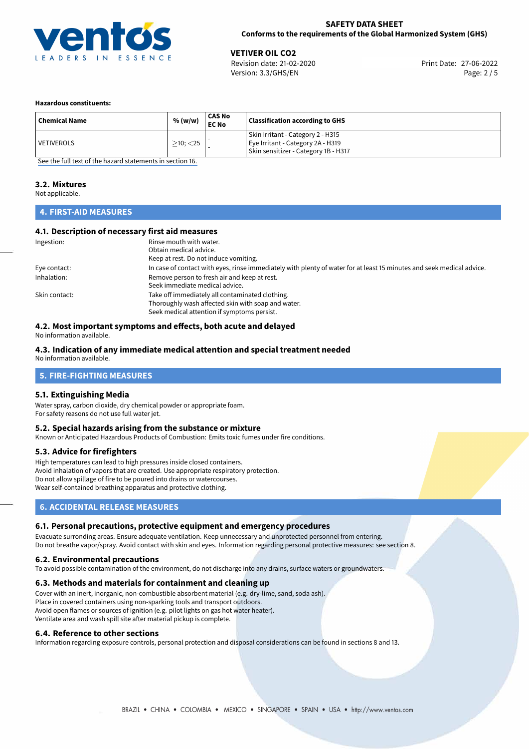**Hazardous constituents:**

| Chemical Name | % (w/w) | CAS No<br>EC No | Classification according to GHS |
|---|---|---|---|
| VETIVEROLS | ≥10; <25 | -<br>- | Skin Irritant - Category 2 - H315<br>Eye Irritant - Category 2A - H319<br>Skin sensitizer - Category 1B - H317 |

See the full text of the hazard statements in section 16.

### 3.2. Mixtures

Not applicable.

## 4. FIRST-AID MEASURES

### 4.1. Description of necessary first aid measures

Ingestion: Rinse mouth with water.
Obtain medical advice.
Keep at rest. Do not induce vomiting.

Eye contact: In case of contact with eyes, rinse immediately with plenty of water for at least 15 minutes and seek medical advice.

Inhalation: Remove person to fresh air and keep at rest.
Seek immediate medical advice.

Skin contact: Take off immediately all contaminated clothing.
Thoroughly wash affected skin with soap and water.
Seek medical attention if symptoms persist.

### 4.2. Most important symptoms and effects, both acute and delayed

No information available.

### 4.3. Indication of any immediate medical attention and special treatment needed

No information available.

## 5. FIRE-FIGHTING MEASURES

### 5.1. Extinguishing Media

Water spray, carbon dioxide, dry chemical powder or appropriate foam.
For safety reasons do not use full water jet.

### 5.2. Special hazards arising from the substance or mixture

Known or Anticipated Hazardous Products of Combustion: Emits toxic fumes under fire conditions.

### 5.3. Advice for firefighters

High temperatures can lead to high pressures inside closed containers.
Avoid inhalation of vapors that are created. Use appropriate respiratory protection.
Do not allow spillage of fire to be poured into drains or watercourses.
Wear self-contained breathing apparatus and protective clothing.

## 6. ACCIDENTAL RELEASE MEASURES

### 6.1. Personal precautions, protective equipment and emergency procedures

Evacuate surronding areas. Ensure adequate ventilation. Keep unnecessary and unprotected personnel from entering.
Do not breathe vapor/spray. Avoid contact with skin and eyes. Information regarding personal protective measures: see section 8.

### 6.2. Environmental precautions

To avoid possible contamination of the environment, do not discharge into any drains, surface waters or groundwaters.

### 6.3. Methods and materials for containment and cleaning up

Cover with an inert, inorganic, non-combustible absorbent material (e.g. dry-lime, sand, soda ash).
Place in covered containers using non-sparking tools and transport outdoors.
Avoid open flames or sources of ignition (e.g. pilot lights on gas hot water heater).
Ventilate area and wash spill site after material pickup is complete.

### 6.4. Reference to other sections

Information regarding exposure controls, personal protection and disposal considerations can be found in sections 8 and 13.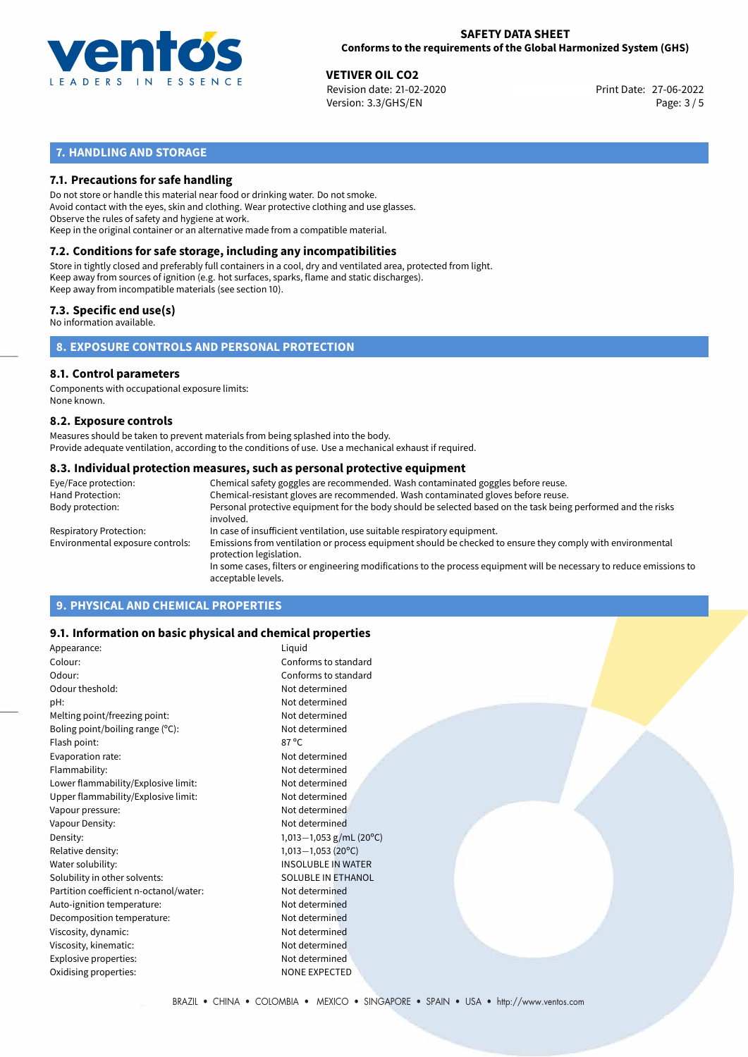## 7. HANDLING AND STORAGE

### 7.1. Precautions for safe handling

Do not store or handle this material near food or drinking water. Do not smoke.
Avoid contact with the eyes, skin and clothing. Wear protective clothing and use glasses.
Observe the rules of safety and hygiene at work.
Keep in the original container or an alternative made from a compatible material.

### 7.2. Conditions for safe storage, including any incompatibilities

Store in tightly closed and preferably full containers in a cool, dry and ventilated area, protected from light.
Keep away from sources of ignition (e.g. hot surfaces, sparks, flame and static discharges).
Keep away from incompatible materials (see section 10).

### 7.3. Specific end use(s)

No information available.

## 8. EXPOSURE CONTROLS AND PERSONAL PROTECTION

### 8.1. Control parameters

Components with occupational exposure limits:
None known.

### 8.2. Exposure controls

Measures should be taken to prevent materials from being splashed into the body.
Provide adequate ventilation, according to the conditions of use. Use a mechanical exhaust if required.

### 8.3. Individual protection measures, such as personal protective equipment

| | |
|---|---|
| Eye/Face protection: | Chemical safety goggles are recommended. Wash contaminated goggles before reuse. |
| Hand Protection: | Chemical-resistant gloves are recommended. Wash contaminated gloves before reuse. |
| Body protection: | Personal protective equipment for the body should be selected based on the task being performed and the risks involved. |
| Respiratory Protection: | In case of insufficient ventilation, use suitable respiratory equipment. |
| Environmental exposure controls: | Emissions from ventilation or process equipment should be checked to ensure they comply with environmental protection legislation.<br>In some cases, filters or engineering modifications to the process equipment will be necessary to reduce emissions to acceptable levels. |

## 9. PHYSICAL AND CHEMICAL PROPERTIES

### 9.1. Information on basic physical and chemical properties

| | |
|---|---|
| Appearance: | Liquid |
| Colour: | Conforms to standard |
| Odour: | Conforms to standard |
| Odour theshold: | Not determined |
| pH: | Not determined |
| Melting point/freezing point: | Not determined |
| Boling point/boiling range (°C): | Not determined |
| Flash point: | 87 °C |
| Evaporation rate: | Not determined |
| Flammability: | Not determined |
| Lower flammability/Explosive limit: | Not determined |
| Upper flammability/Explosive limit: | Not determined |
| Vapour pressure: | Not determined |
| Vapour Density: | Not determined |
| Density: | 1,013—1,053 g/mL (20°C) |
| Relative density: | 1,013—1,053 (20°C) |
| Water solubility: | INSOLUBLE IN WATER |
| Solubility in other solvents: | SOLUBLE IN ETHANOL |
| Partition coefficient n-octanol/water: | Not determined |
| Auto-ignition temperature: | Not determined |
| Decomposition temperature: | Not determined |
| Viscosity, dynamic: | Not determined |
| Viscosity, kinematic: | Not determined |
| Explosive properties: | Not determined |
| Oxidising properties: | NONE EXPECTED |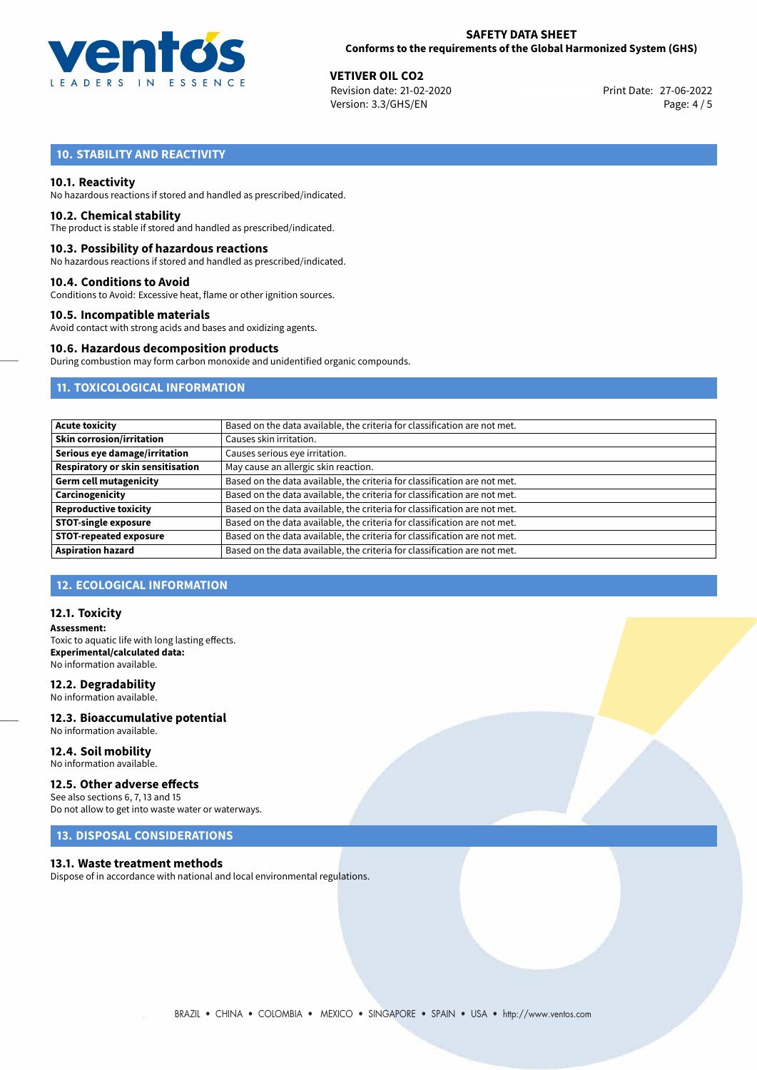## 10. STABILITY AND REACTIVITY

### 10.1. Reactivity

No hazardous reactions if stored and handled as prescribed/indicated.

### 10.2. Chemical stability

The product is stable if stored and handled as prescribed/indicated.

### 10.3. Possibility of hazardous reactions

No hazardous reactions if stored and handled as prescribed/indicated.

### 10.4. Conditions to Avoid

Conditions to Avoid: Excessive heat, flame or other ignition sources.

### 10.5. Incompatible materials

Avoid contact with strong acids and bases and oxidizing agents.

### 10.6. Hazardous decomposition products

During combustion may form carbon monoxide and unidentified organic compounds.

## 11. TOXICOLOGICAL INFORMATION

| | |
|---|---|
| **Acute toxicity** | Based on the data available, the criteria for classification are not met. |
| **Skin corrosion/irritation** | Causes skin irritation. |
| **Serious eye damage/irritation** | Causes serious eye irritation. |
| **Respiratory or skin sensitisation** | May cause an allergic skin reaction. |
| **Germ cell mutagenicity** | Based on the data available, the criteria for classification are not met. |
| **Carcinogenicity** | Based on the data available, the criteria for classification are not met. |
| **Reproductive toxicity** | Based on the data available, the criteria for classification are not met. |
| **STOT-single exposure** | Based on the data available, the criteria for classification are not met. |
| **STOT-repeated exposure** | Based on the data available, the criteria for classification are not met. |
| **Aspiration hazard** | Based on the data available, the criteria for classification are not met. |

## 12. ECOLOGICAL INFORMATION

### 12.1. Toxicity

**Assessment:**
Toxic to aquatic life with long lasting effects.
**Experimental/calculated data:**
No information available.

### 12.2. Degradability

No information available.

### 12.3. Bioaccumulative potential

No information available.

### 12.4. Soil mobility

No information available.

### 12.5. Other adverse effects

See also sections 6, 7, 13 and 15
Do not allow to get into waste water or waterways.

## 13. DISPOSAL CONSIDERATIONS

### 13.1. Waste treatment methods

Dispose of in accordance with national and local environmental regulations.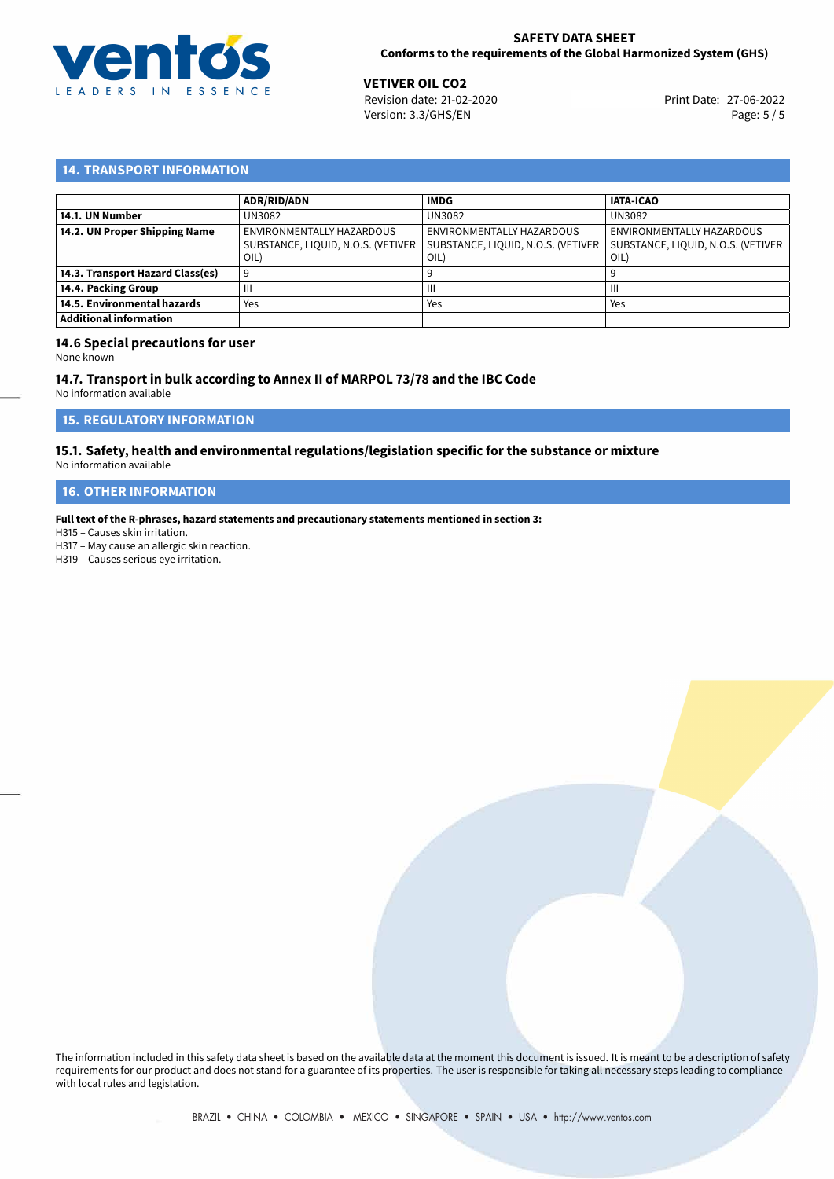## 14. TRANSPORT INFORMATION

| | ADR/RID/ADN | IMDG | IATA-ICAO |
|---|---|---|---|
| **14.1. UN Number** | UN3082 | UN3082 | UN3082 |
| **14.2. UN Proper Shipping Name** | ENVIRONMENTALLY HAZARDOUS SUBSTANCE, LIQUID, N.O.S. (VETIVER OIL) | ENVIRONMENTALLY HAZARDOUS SUBSTANCE, LIQUID, N.O.S. (VETIVER OIL) | ENVIRONMENTALLY HAZARDOUS SUBSTANCE, LIQUID, N.O.S. (VETIVER OIL) |
| **14.3. Transport Hazard Class(es)** | 9 | 9 | 9 |
| **14.4. Packing Group** | III | III | III |
| **14.5. Environmental hazards** | Yes | Yes | Yes |
| **Additional information** | | | |

### 14.6 Special precautions for user

None known

### 14.7. Transport in bulk according to Annex II of MARPOL 73/78 and the IBC Code

No information available

## 15. REGULATORY INFORMATION

### 15.1. Safety, health and environmental regulations/legislation specific for the substance or mixture

No information available

## 16. OTHER INFORMATION

**Full text of the R-phrases, hazard statements and precautionary statements mentioned in section 3:**

H315 – Causes skin irritation.
H317 – May cause an allergic skin reaction.
H319 – Causes serious eye irritation.

The information included in this safety data sheet is based on the available data at the moment this document is issued. It is meant to be a description of safety requirements for our product and does not stand for a guarantee of its properties. The user is responsible for taking all necessary steps leading to compliance with local rules and legislation.